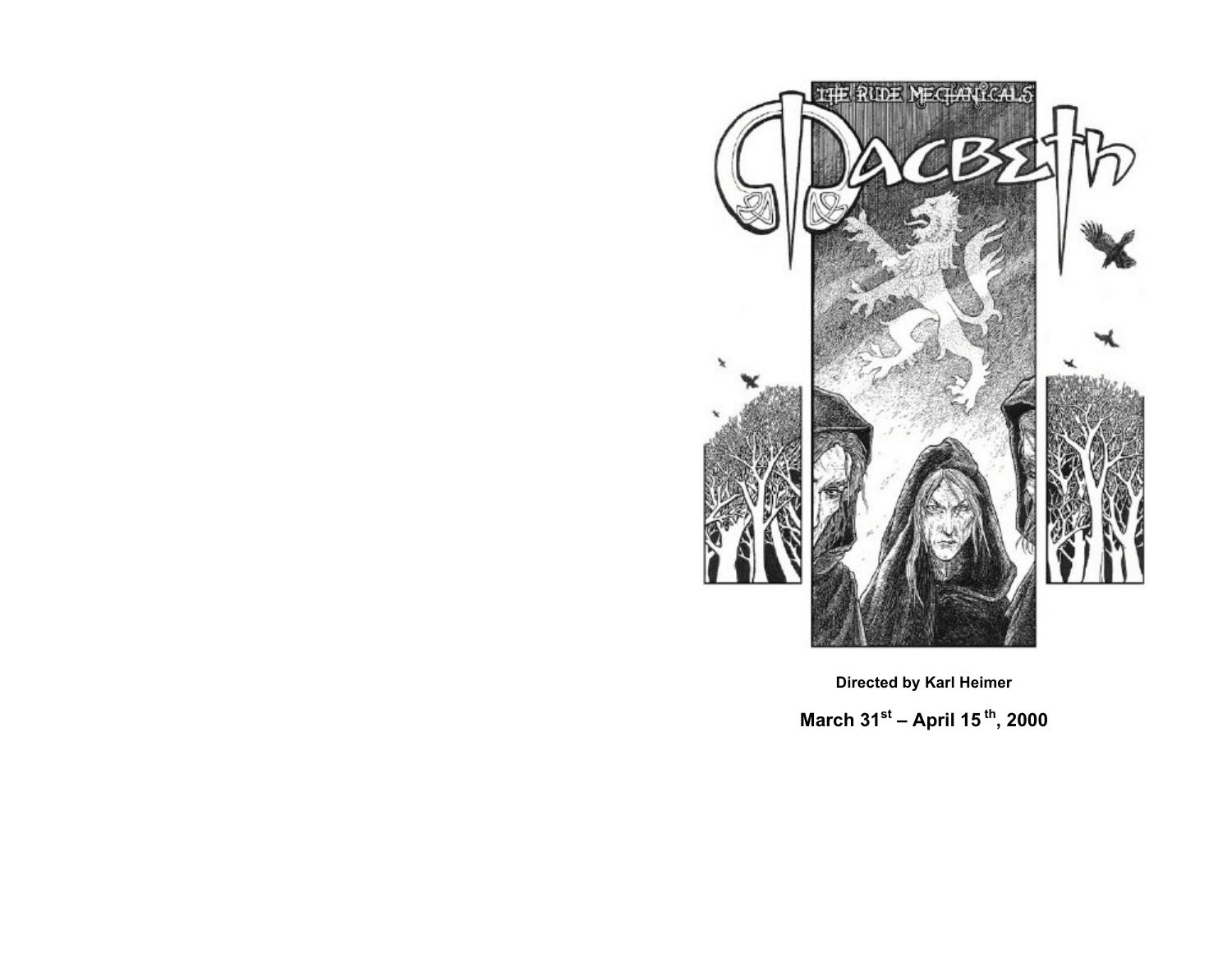THE RUDE MECHANICALS

# Macbeth

**Directed by Karl Heimer**

**March 31st – April 15th, 2000**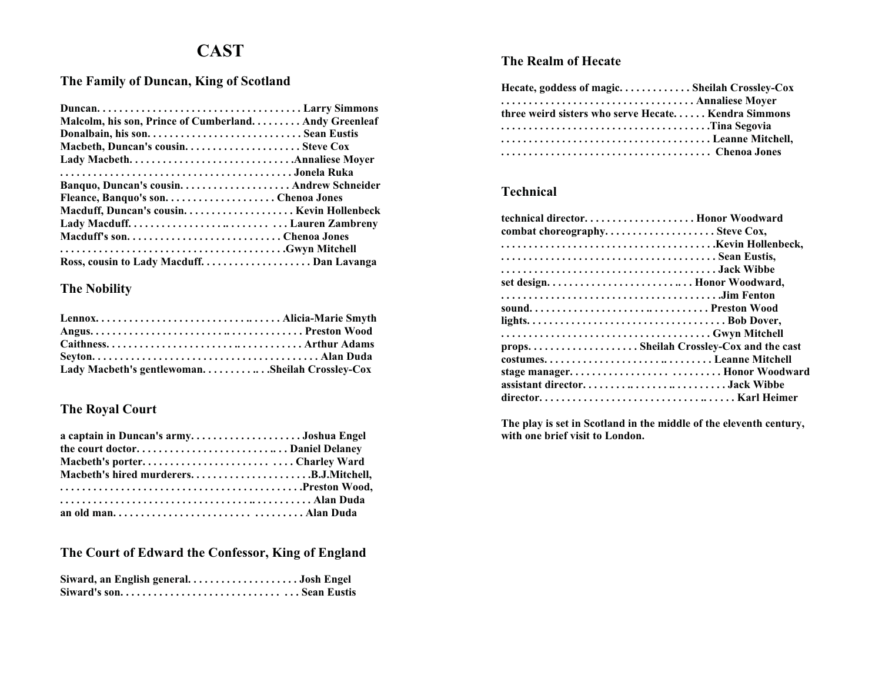# CAST

## The Family of Duncan, King of Scotland

**Duncan. . . . . . . . . . . . . . . . . . . . . . . . . . . . . . . . . . . . . Larry Simmons**
**Malcolm, his son, Prince of Cumberland. . . . . . . . . Andy Greenleaf**
**Donalbain, his son. . . . . . . . . . . . . . . . . . . . . . . . . . . Sean Eustis**
**Macbeth, Duncan's cousin. . . . . . . . . . . . . . . . . . . . Steve Cox**
**Lady Macbeth. . . . . . . . . . . . . . . . . . . . . . . . . . . . .Annaliese Moyer**
**. . . . . . . . . . . . . . . . . . . . . . . . . . . . . . . . . . . . . . . . . Jonela Ruka**
**Banquo, Duncan's cousin. . . . . . . . . . . . . . . . . . . . Andrew Schneider**
**Fleance, Banquo's son. . . . . . . . . . . . . . . . . . . Chenoa Jones**
**Macduff, Duncan's cousin. . . . . . . . . . . . . . . . . . . . Kevin Hollenbeck**
**Lady Macduff. . . . . . . . . . . . . . . . .. . . . . . . . . Lauren Zambreny**
**Macduff's son. . . . . . . . . . . . . . . . . . . . . . . . . . . Chenoa Jones**
**. . . . . . . . . . . . . . . . . . . . . . . . . . . . . . . . . . . . . . . . .Gwyn Mitchell**
**Ross, cousin to Lady Macduff. . . . . . . . . . . . . . . . . . . Dan Lavanga**

## The Nobility

**Lennox. . . . . . . . . . . . . . . . . . . . . . . . . . . . . .. . . . . . Alicia-Marie Smyth**
**Angus. . . . . . . . . . . . . . . . . . . . . . . .. . . . . . . . . . . . . Preston Wood**
**Caithness. . . . . . . . . . . . . . . . . . . . . .. . . . . . . . . . . . Arthur Adams**
**Seyton. . . . . . . . . . . . . . . . . . . . . . . . . . . . . . . . . . . . . . . . Alan Duda**
**Lady Macbeth's gentlewoman. . . . . . . . . .. . .Sheilah Crossley-Cox**

## The Royal Court

**a captain in Duncan's army. . . . . . . . . . . . . . . . . . . Joshua Engel**
**the court doctor. . . . . . . . . . . . . . . . . . . . . . . . . .. . . Daniel Delaney**
**Macbeth's porter. . . . . . . . . . . . . . . . . . . . . . . . . . Charley Ward**
**Macbeth's hired murderers. . . . . . . . . . . . . . . . . . . . . .B.J.Mitchell,**
**. . . . . . . . . . . . . . . . . . . . . . . . . . . . . . . . . . . . . . . . . . .Preston Wood,**
**. . . . . . . . . . . . . . . . . . . . . . . . . . . . . . . . .. . . . . . . . . . Alan Duda**
**an old man. . . . . . . . . . . . . . . . . . . . . . . . . . . . . . . . Alan Duda**

## The Court of Edward the Confessor, King of England

**Siward, an English general. . . . . . . . . . . . . . . . . . . Josh Engel**
**Siward's son. . . . . . . . . . . . . . . . . . . . . . . . . . . . . . . Sean Eustis**

## The Realm of Hecate

**Hecate, goddess of magic. . . . . . . . . . . . . Sheilah Crossley-Cox**
**. . . . . . . . . . . . . . . . . . . . . . . . . . . . . . . . . . Annaliese Moyer**
**three weird sisters who serve Hecate. . . . . . Kendra Simmons**
**. . . . . . . . . . . . . . . . . . . . . . . . . . . . . . . . . . . . .Tina Segovia**
**. . . . . . . . . . . . . . . . . . . . . . . . . . . . . . . . . . . . . Leanne Mitchell,**
**. . . . . . . . . . . . . . . . . . . . . . . . . . . . . . . . . . . . . Chenoa Jones**

## Technical

**technical director. . . . . . . . . . . . . . . . . . . Honor Woodward**
**combat choreography. . . . . . . . . . . . . . . . . . . Steve Cox,**
**. . . . . . . . . . . . . . . . . . . . . . . . . . . . . . . . . . . . . .Kevin Hollenbeck,**
**. . . . . . . . . . . . . . . . . . . . . . . . . . . . . . . . . . . . . . Sean Eustis,**
**. . . . . . . . . . . . . . . . . . . . . . . . . . . . . . . . . . . . . . Jack Wibbe**
**set design. . . . . . . . . . . . . . . . . . . . . . . .. . . Honor Woodward,**
**. . . . . . . . . . . . . . . . . . . . . . . . . . . . . . . . . . . . . . .Jim Fenton**
**sound. . . . . . . . . . . . . . . . . . . . . . . . . .. . . . . . . . . . . Preston Wood**
**lights. . . . . . . . . . . . . . . . . . . . . . . . . . . . . . . . . . . . Bob Dover,**
**. . . . . . . . . . . . . . . . . . . . . . . . . . . . . . . . . . . . . . Gwyn Mitchell**
**props. . . . . . . . . . . . . . . . . . . Sheilah Crossley-Cox and the cast**
**costumes. . . . . . . . . . . . . . . . . . . . . . .. . . . . . . . . Leanne Mitchell**
**stage manager. . . . . . . . . . . . . . . . . . . . . . . . . . . Honor Woodward**
**assistant director. . . . . . . . .. . . . . . .. . . . . . . . . . Jack Wibbe**
**director. . . . . . . . . . . . . . . . . . . . . . . . . . . . . . .. . . . . . Karl Heimer**

**The play is set in Scotland in the middle of the eleventh century, with one brief visit to London.**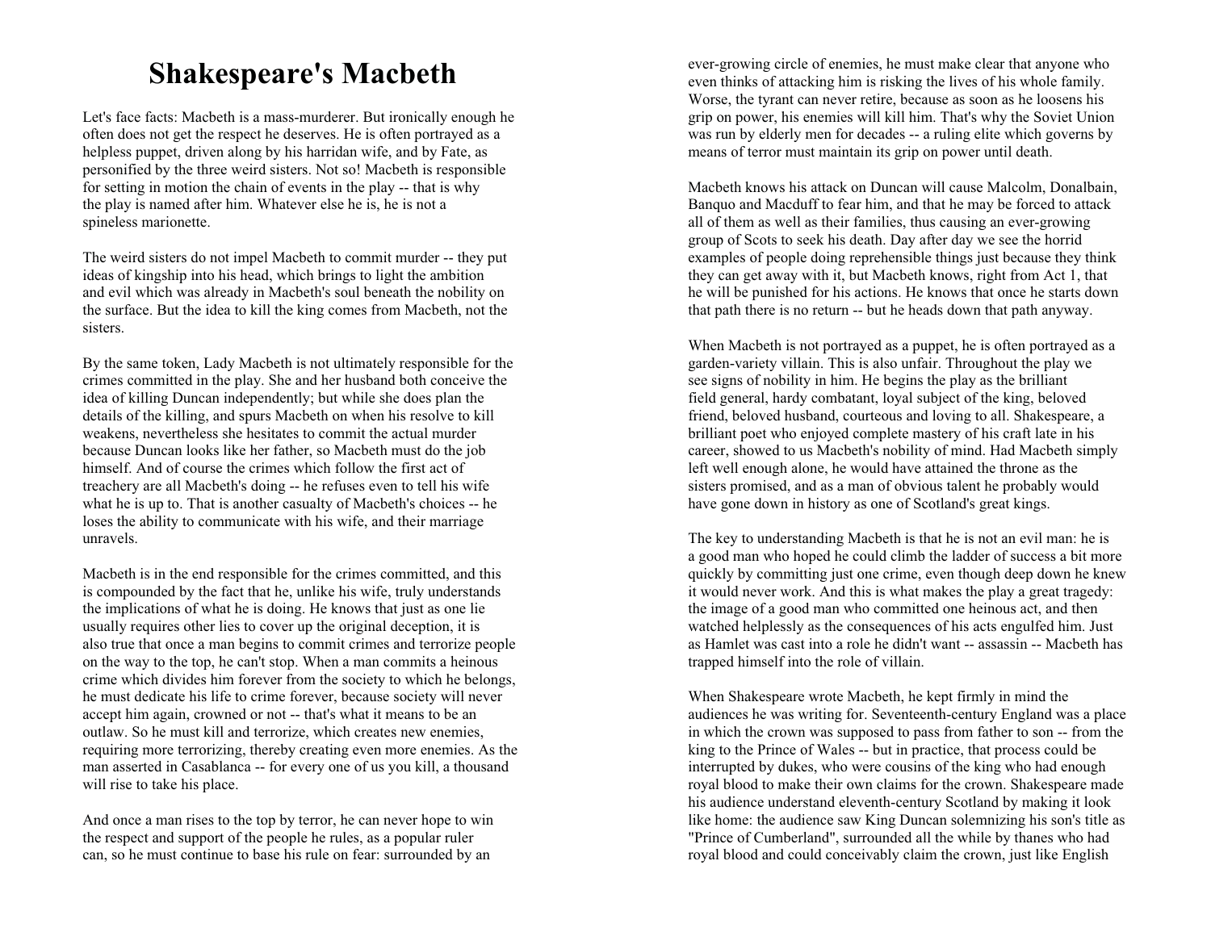# Shakespeare's Macbeth

Let's face facts: Macbeth is a mass-murderer. But ironically enough he often does not get the respect he deserves. He is often portrayed as a helpless puppet, driven along by his harridan wife, and by Fate, as personified by the three weird sisters. Not so! Macbeth is responsible for setting in motion the chain of events in the play -- that is why the play is named after him. Whatever else he is, he is not a spineless marionette.

The weird sisters do not impel Macbeth to commit murder -- they put ideas of kingship into his head, which brings to light the ambition and evil which was already in Macbeth's soul beneath the nobility on the surface. But the idea to kill the king comes from Macbeth, not the sisters.

By the same token, Lady Macbeth is not ultimately responsible for the crimes committed in the play. She and her husband both conceive the idea of killing Duncan independently; but while she does plan the details of the killing, and spurs Macbeth on when his resolve to kill weakens, nevertheless she hesitates to commit the actual murder because Duncan looks like her father, so Macbeth must do the job himself. And of course the crimes which follow the first act of treachery are all Macbeth's doing -- he refuses even to tell his wife what he is up to. That is another casualty of Macbeth's choices -- he loses the ability to communicate with his wife, and their marriage unravels.

Macbeth is in the end responsible for the crimes committed, and this is compounded by the fact that he, unlike his wife, truly understands the implications of what he is doing. He knows that just as one lie usually requires other lies to cover up the original deception, it is also true that once a man begins to commit crimes and terrorize people on the way to the top, he can't stop. When a man commits a heinous crime which divides him forever from the society to which he belongs, he must dedicate his life to crime forever, because society will never accept him again, crowned or not -- that's what it means to be an outlaw. So he must kill and terrorize, which creates new enemies, requiring more terrorizing, thereby creating even more enemies. As the man asserted in Casablanca -- for every one of us you kill, a thousand will rise to take his place.

And once a man rises to the top by terror, he can never hope to win the respect and support of the people he rules, as a popular ruler can, so he must continue to base his rule on fear: surrounded by an ever-growing circle of enemies, he must make clear that anyone who even thinks of attacking him is risking the lives of his whole family. Worse, the tyrant can never retire, because as soon as he loosens his grip on power, his enemies will kill him. That's why the Soviet Union was run by elderly men for decades -- a ruling elite which governs by means of terror must maintain its grip on power until death.

Macbeth knows his attack on Duncan will cause Malcolm, Donalbain, Banquo and Macduff to fear him, and that he may be forced to attack all of them as well as their families, thus causing an ever-growing group of Scots to seek his death. Day after day we see the horrid examples of people doing reprehensible things just because they think they can get away with it, but Macbeth knows, right from Act 1, that he will be punished for his actions. He knows that once he starts down that path there is no return -- but he heads down that path anyway.

When Macbeth is not portrayed as a puppet, he is often portrayed as a garden-variety villain. This is also unfair. Throughout the play we see signs of nobility in him. He begins the play as the brilliant field general, hardy combatant, loyal subject of the king, beloved friend, beloved husband, courteous and loving to all. Shakespeare, a brilliant poet who enjoyed complete mastery of his craft late in his career, showed to us Macbeth's nobility of mind. Had Macbeth simply left well enough alone, he would have attained the throne as the sisters promised, and as a man of obvious talent he probably would have gone down in history as one of Scotland's great kings.

The key to understanding Macbeth is that he is not an evil man: he is a good man who hoped he could climb the ladder of success a bit more quickly by committing just one crime, even though deep down he knew it would never work. And this is what makes the play a great tragedy: the image of a good man who committed one heinous act, and then watched helplessly as the consequences of his acts engulfed him. Just as Hamlet was cast into a role he didn't want -- assassin -- Macbeth has trapped himself into the role of villain.

When Shakespeare wrote Macbeth, he kept firmly in mind the audiences he was writing for. Seventeenth-century England was a place in which the crown was supposed to pass from father to son -- from the king to the Prince of Wales -- but in practice, that process could be interrupted by dukes, who were cousins of the king who had enough royal blood to make their own claims for the crown. Shakespeare made his audience understand eleventh-century Scotland by making it look like home: the audience saw King Duncan solemnizing his son's title as "Prince of Cumberland", surrounded all the while by thanes who had royal blood and could conceivably claim the crown, just like English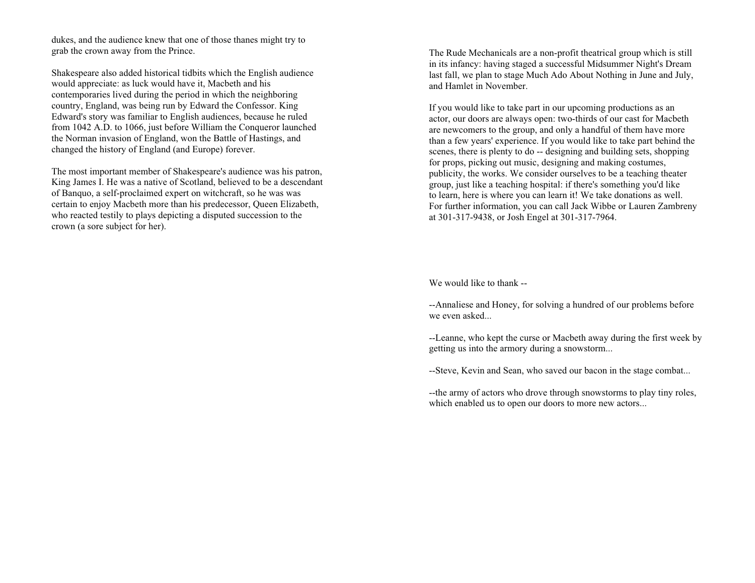dukes, and the audience knew that one of those thanes might try to grab the crown away from the Prince.

Shakespeare also added historical tidbits which the English audience would appreciate: as luck would have it, Macbeth and his contemporaries lived during the period in which the neighboring country, England, was being run by Edward the Confessor. King Edward's story was familiar to English audiences, because he ruled from 1042 A.D. to 1066, just before William the Conqueror launched the Norman invasion of England, won the Battle of Hastings, and changed the history of England (and Europe) forever.

The most important member of Shakespeare's audience was his patron, King James I. He was a native of Scotland, believed to be a descendant of Banquo, a self-proclaimed expert on witchcraft, so he was was certain to enjoy Macbeth more than his predecessor, Queen Elizabeth, who reacted testily to plays depicting a disputed succession to the crown (a sore subject for her).

The Rude Mechanicals are a non-profit theatrical group which is still in its infancy: having staged a successful Midsummer Night's Dream last fall, we plan to stage Much Ado About Nothing in June and July, and Hamlet in November.

If you would like to take part in our upcoming productions as an actor, our doors are always open: two-thirds of our cast for Macbeth are newcomers to the group, and only a handful of them have more than a few years' experience. If you would like to take part behind the scenes, there is plenty to do -- designing and building sets, shopping for props, picking out music, designing and making costumes, publicity, the works. We consider ourselves to be a teaching theater group, just like a teaching hospital: if there's something you'd like to learn, here is where you can learn it! We take donations as well. For further information, you can call Jack Wibbe or Lauren Zambreny at 301-317-9438, or Josh Engel at 301-317-7964.

We would like to thank --

--Annaliese and Honey, for solving a hundred of our problems before we even asked...

--Leanne, who kept the curse or Macbeth away during the first week by getting us into the armory during a snowstorm...

--Steve, Kevin and Sean, who saved our bacon in the stage combat...

--the army of actors who drove through snowstorms to play tiny roles, which enabled us to open our doors to more new actors...